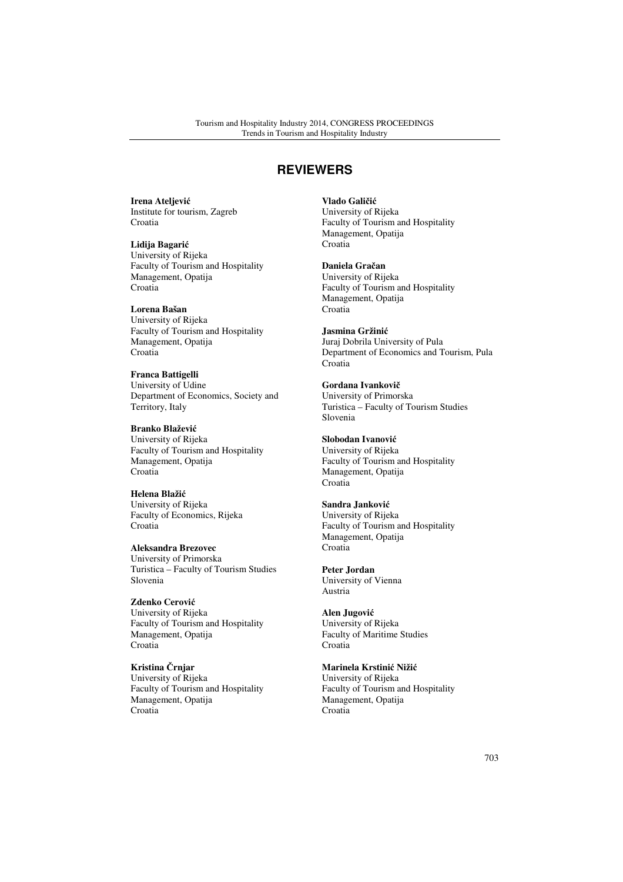# REVIEWERS

**Irena Ateljević**
Institute for tourism, Zagreb
Croatia

**Lidija Bagarić**
University of Rijeka
Faculty of Tourism and Hospitality Management, Opatija
Croatia

**Lorena Bašan**
University of Rijeka
Faculty of Tourism and Hospitality Management, Opatija
Croatia

**Franca Battigelli**
University of Udine
Department of Economics, Society and Territory, Italy

**Branko Blažević**
University of Rijeka
Faculty of Tourism and Hospitality Management, Opatija
Croatia

**Helena Blažić**
University of Rijeka
Faculty of Economics, Rijeka
Croatia

**Aleksandra Brezovec**
University of Primorska
Turistica – Faculty of Tourism Studies
Slovenia

**Zdenko Cerović**
University of Rijeka
Faculty of Tourism and Hospitality Management, Opatija
Croatia

**Kristina Črnjar**
University of Rijeka
Faculty of Tourism and Hospitality Management, Opatija
Croatia

**Vlado Galičić**
University of Rijeka
Faculty of Tourism and Hospitality Management, Opatija
Croatia

**Daniela Gračan**
University of Rijeka
Faculty of Tourism and Hospitality Management, Opatija
Croatia

**Jasmina Gržinić**
Juraj Dobrila University of Pula
Department of Economics and Tourism, Pula
Croatia

**Gordana Ivankovič**
University of Primorska
Turistica – Faculty of Tourism Studies
Slovenia

**Slobodan Ivanović**
University of Rijeka
Faculty of Tourism and Hospitality Management, Opatija
Croatia

**Sandra Janković**
University of Rijeka
Faculty of Tourism and Hospitality Management, Opatija
Croatia

**Peter Jordan**
University of Vienna
Austria

**Alen Jugović**
University of Rijeka
Faculty of Maritime Studies
Croatia

**Marinela Krstinić Nižić**
University of Rijeka
Faculty of Tourism and Hospitality Management, Opatija
Croatia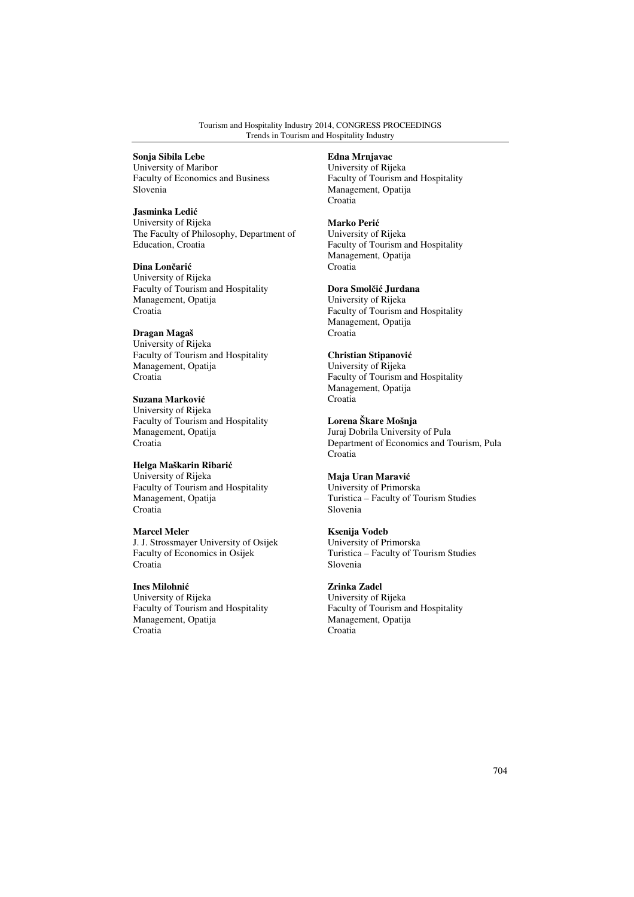**Sonja Sibila Lebe**
University of Maribor
Faculty of Economics and Business
Slovenia

**Jasminka Ledić**
University of Rijeka
The Faculty of Philosophy, Department of Education, Croatia

**Dina Lončarić**
University of Rijeka
Faculty of Tourism and Hospitality Management, Opatija
Croatia

**Dragan Magaš**
University of Rijeka
Faculty of Tourism and Hospitality Management, Opatija
Croatia

**Suzana Marković**
University of Rijeka
Faculty of Tourism and Hospitality Management, Opatija
Croatia

**Helga Maškarin Ribarić**
University of Rijeka
Faculty of Tourism and Hospitality Management, Opatija
Croatia

**Marcel Meler**
J. J. Strossmayer University of Osijek
Faculty of Economics in Osijek
Croatia

**Ines Milohnić**
University of Rijeka
Faculty of Tourism and Hospitality Management, Opatija
Croatia

**Edna Mrnjavac**
University of Rijeka
Faculty of Tourism and Hospitality Management, Opatija
Croatia

**Marko Perić**
University of Rijeka
Faculty of Tourism and Hospitality Management, Opatija
Croatia

**Dora Smolčić Jurdana**
University of Rijeka
Faculty of Tourism and Hospitality Management, Opatija
Croatia

**Christian Stipanović**
University of Rijeka
Faculty of Tourism and Hospitality Management, Opatija
Croatia

**Lorena Škare Mošnja**
Juraj Dobrila University of Pula
Department of Economics and Tourism, Pula
Croatia

**Maja Uran Maravić**
University of Primorska
Turistica – Faculty of Tourism Studies
Slovenia

**Ksenija Vodeb**
University of Primorska
Turistica – Faculty of Tourism Studies
Slovenia

**Zrinka Zadel**
University of Rijeka
Faculty of Tourism and Hospitality Management, Opatija
Croatia